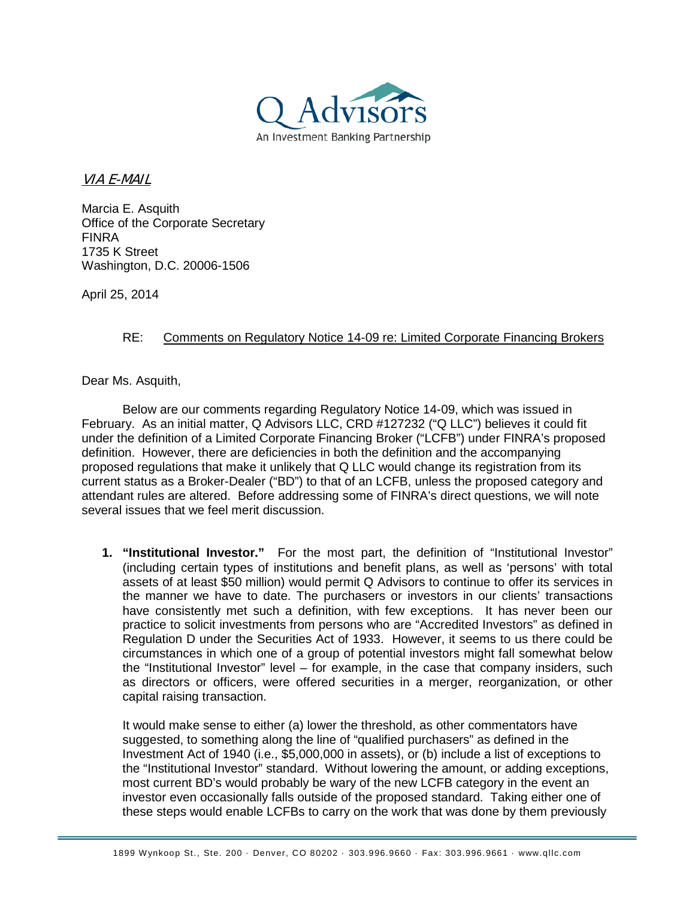Q Advisors

An Investment Banking Partnership

*VIA E-MAIL*

Marcia E. Asquith
Office of the Corporate Secretary
FINRA
1735 K Street
Washington, D.C. 20006-1506

April 25, 2014

RE: Comments on Regulatory Notice 14-09 re: Limited Corporate Financing Brokers

Dear Ms. Asquith,

Below are our comments regarding Regulatory Notice 14-09, which was issued in February. As an initial matter, Q Advisors LLC, CRD #127232 ("Q LLC") believes it could fit under the definition of a Limited Corporate Financing Broker ("LCFB") under FINRA's proposed definition. However, there are deficiencies in both the definition and the accompanying proposed regulations that make it unlikely that Q LLC would change its registration from its current status as a Broker-Dealer ("BD") to that of an LCFB, unless the proposed category and attendant rules are altered. Before addressing some of FINRA's direct questions, we will note several issues that we feel merit discussion.

1. **"Institutional Investor."** For the most part, the definition of "Institutional Investor" (including certain types of institutions and benefit plans, as well as 'persons' with total assets of at least $50 million) would permit Q Advisors to continue to offer its services in the manner we have to date. The purchasers or investors in our clients' transactions have consistently met such a definition, with few exceptions. It has never been our practice to solicit investments from persons who are "Accredited Investors" as defined in Regulation D under the Securities Act of 1933. However, it seems to us there could be circumstances in which one of a group of potential investors might fall somewhat below the "Institutional Investor" level – for example, in the case that company insiders, such as directors or officers, were offered securities in a merger, reorganization, or other capital raising transaction.

   It would make sense to either (a) lower the threshold, as other commentators have suggested, to something along the line of "qualified purchasers" as defined in the Investment Act of 1940 (i.e., $5,000,000 in assets), or (b) include a list of exceptions to the "Institutional Investor" standard. Without lowering the amount, or adding exceptions, most current BD's would probably be wary of the new LCFB category in the event an investor even occasionally falls outside of the proposed standard. Taking either one of these steps would enable LCFBs to carry on the work that was done by them previously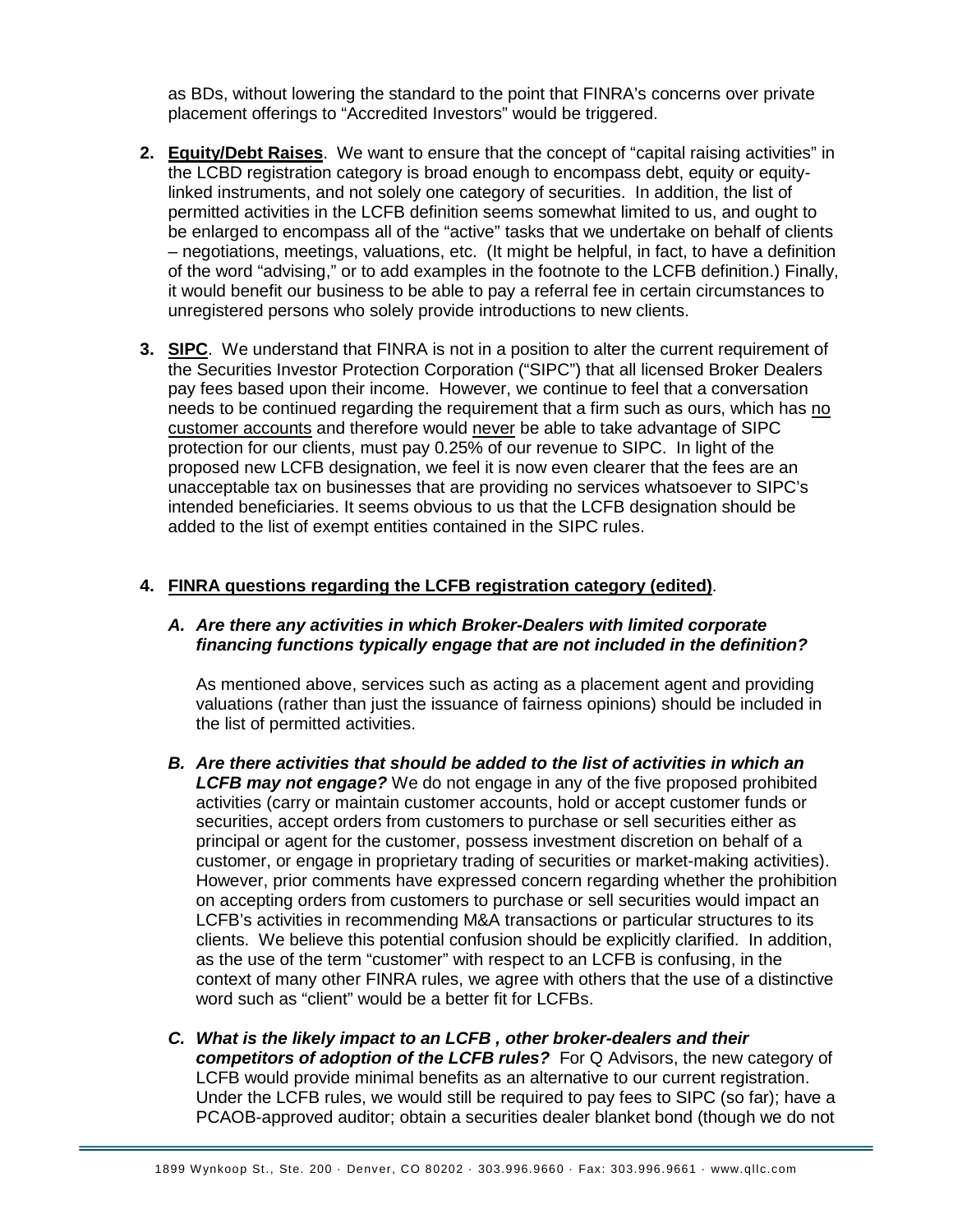as BDs, without lowering the standard to the point that FINRA's concerns over private placement offerings to "Accredited Investors" would be triggered.

2. **<u>Equity/Debt Raises</u>**. We want to ensure that the concept of "capital raising activities" in the LCBD registration category is broad enough to encompass debt, equity or equity-linked instruments, and not solely one category of securities. In addition, the list of permitted activities in the LCFB definition seems somewhat limited to us, and ought to be enlarged to encompass all of the "active" tasks that we undertake on behalf of clients – negotiations, meetings, valuations, etc. (It might be helpful, in fact, to have a definition of the word "advising," or to add examples in the footnote to the LCFB definition.) Finally, it would benefit our business to be able to pay a referral fee in certain circumstances to unregistered persons who solely provide introductions to new clients.

3. **<u>SIPC</u>**. We understand that FINRA is not in a position to alter the current requirement of the Securities Investor Protection Corporation ("SIPC") that all licensed Broker Dealers pay fees based upon their income. However, we continue to feel that a conversation needs to be continued regarding the requirement that a firm such as ours, which has <u>no customer accounts</u> and therefore would <u>never</u> be able to take advantage of SIPC protection for our clients, must pay 0.25% of our revenue to SIPC. In light of the proposed new LCFB designation, we feel it is now even clearer that the fees are an unacceptable tax on businesses that are providing no services whatsoever to SIPC's intended beneficiaries. It seems obvious to us that the LCFB designation should be added to the list of exempt entities contained in the SIPC rules.

4. **<u>FINRA questions regarding the LCFB registration category (edited)</u>**.

   ***A. Are there any activities in which Broker-Dealers with limited corporate financing functions typically engage that are not included in the definition?***

   As mentioned above, services such as acting as a placement agent and providing valuations (rather than just the issuance of fairness opinions) should be included in the list of permitted activities.

   ***B. Are there activities that should be added to the list of activities in which an LCFB may not engage?*** We do not engage in any of the five proposed prohibited activities (carry or maintain customer accounts, hold or accept customer funds or securities, accept orders from customers to purchase or sell securities either as principal or agent for the customer, possess investment discretion on behalf of a customer, or engage in proprietary trading of securities or market-making activities). However, prior comments have expressed concern regarding whether the prohibition on accepting orders from customers to purchase or sell securities would impact an LCFB's activities in recommending M&A transactions or particular structures to its clients. We believe this potential confusion should be explicitly clarified. In addition, as the use of the term "customer" with respect to an LCFB is confusing, in the context of many other FINRA rules, we agree with others that the use of a distinctive word such as "client" would be a better fit for LCFBs.

   ***C. What is the likely impact to an LCFB , other broker-dealers and their competitors of adoption of the LCFB rules?*** For Q Advisors, the new category of LCFB would provide minimal benefits as an alternative to our current registration. Under the LCFB rules, we would still be required to pay fees to SIPC (so far); have a PCAOB-approved auditor; obtain a securities dealer blanket bond (though we do not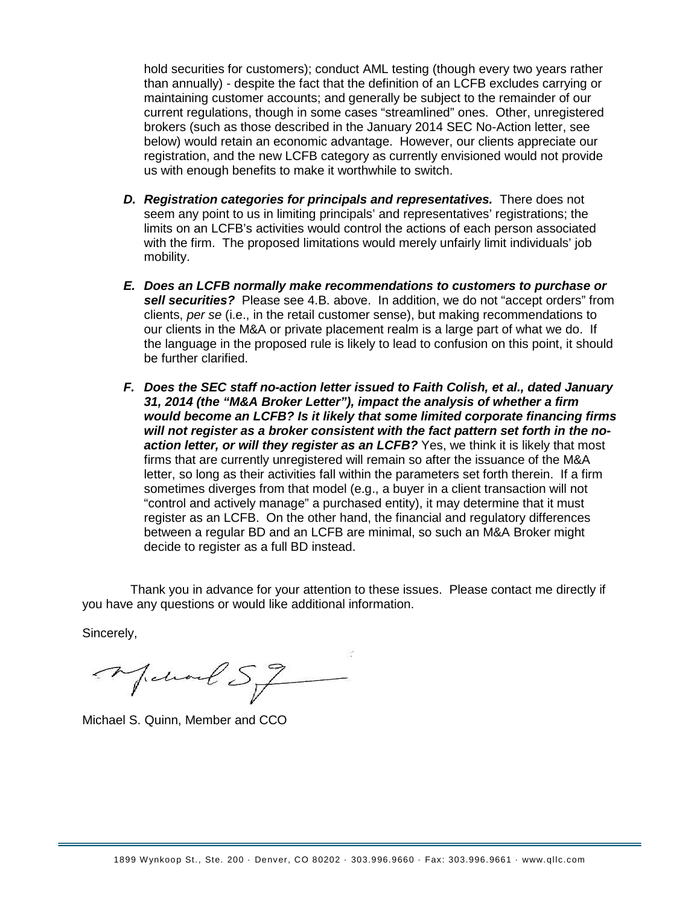hold securities for customers); conduct AML testing (though every two years rather than annually) - despite the fact that the definition of an LCFB excludes carrying or maintaining customer accounts; and generally be subject to the remainder of our current regulations, though in some cases "streamlined" ones. Other, unregistered brokers (such as those described in the January 2014 SEC No-Action letter, see below) would retain an economic advantage. However, our clients appreciate our registration, and the new LCFB category as currently envisioned would not provide us with enough benefits to make it worthwhile to switch.

- ***D. Registration categories for principals and representatives.*** There does not seem any point to us in limiting principals' and representatives' registrations; the limits on an LCFB's activities would control the actions of each person associated with the firm. The proposed limitations would merely unfairly limit individuals' job mobility.

- ***E. Does an LCFB normally make recommendations to customers to purchase or sell securities?*** Please see 4.B. above. In addition, we do not "accept orders" from clients, *per se* (i.e., in the retail customer sense), but making recommendations to our clients in the M&A or private placement realm is a large part of what we do. If the language in the proposed rule is likely to lead to confusion on this point, it should be further clarified.

- ***F. Does the SEC staff no-action letter issued to Faith Colish, et al., dated January 31, 2014 (the "M&A Broker Letter"), impact the analysis of whether a firm would become an LCFB? Is it likely that some limited corporate financing firms will not register as a broker consistent with the fact pattern set forth in the no-action letter, or will they register as an LCFB?*** Yes, we think it is likely that most firms that are currently unregistered will remain so after the issuance of the M&A letter, so long as their activities fall within the parameters set forth therein. If a firm sometimes diverges from that model (e.g., a buyer in a client transaction will not "control and actively manage" a purchased entity), it may determine that it must register as an LCFB. On the other hand, the financial and regulatory differences between a regular BD and an LCFB are minimal, so such an M&A Broker might decide to register as a full BD instead.

Thank you in advance for your attention to these issues. Please contact me directly if you have any questions or would like additional information.

Sincerely,

Michael S. Quinn, Member and CCO

1899 Wynkoop St., Ste. 200 · Denver, CO 80202 · 303.996.9660 · Fax: 303.996.9661 · www.qllc.com